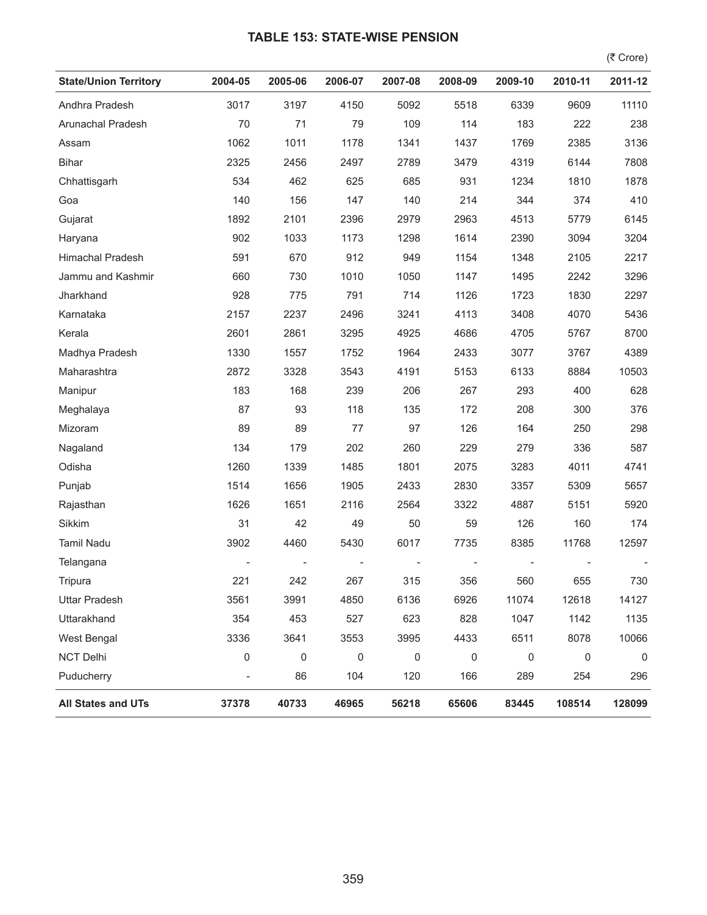## TABLE 153: STATE-WISE PENSION

(₹ Crore)

| State/Union Territory | 2004-05 | 2005-06 | 2006-07 | 2007-08 | 2008-09 | 2009-10 | 2010-11 | 2011-12 |
|---|---|---|---|---|---|---|---|---|
| Andhra Pradesh | 3017 | 3197 | 4150 | 5092 | 5518 | 6339 | 9609 | 11110 |
| Arunachal Pradesh | 70 | 71 | 79 | 109 | 114 | 183 | 222 | 238 |
| Assam | 1062 | 1011 | 1178 | 1341 | 1437 | 1769 | 2385 | 3136 |
| Bihar | 2325 | 2456 | 2497 | 2789 | 3479 | 4319 | 6144 | 7808 |
| Chhattisgarh | 534 | 462 | 625 | 685 | 931 | 1234 | 1810 | 1878 |
| Goa | 140 | 156 | 147 | 140 | 214 | 344 | 374 | 410 |
| Gujarat | 1892 | 2101 | 2396 | 2979 | 2963 | 4513 | 5779 | 6145 |
| Haryana | 902 | 1033 | 1173 | 1298 | 1614 | 2390 | 3094 | 3204 |
| Himachal Pradesh | 591 | 670 | 912 | 949 | 1154 | 1348 | 2105 | 2217 |
| Jammu and Kashmir | 660 | 730 | 1010 | 1050 | 1147 | 1495 | 2242 | 3296 |
| Jharkhand | 928 | 775 | 791 | 714 | 1126 | 1723 | 1830 | 2297 |
| Karnataka | 2157 | 2237 | 2496 | 3241 | 4113 | 3408 | 4070 | 5436 |
| Kerala | 2601 | 2861 | 3295 | 4925 | 4686 | 4705 | 5767 | 8700 |
| Madhya Pradesh | 1330 | 1557 | 1752 | 1964 | 2433 | 3077 | 3767 | 4389 |
| Maharashtra | 2872 | 3328 | 3543 | 4191 | 5153 | 6133 | 8884 | 10503 |
| Manipur | 183 | 168 | 239 | 206 | 267 | 293 | 400 | 628 |
| Meghalaya | 87 | 93 | 118 | 135 | 172 | 208 | 300 | 376 |
| Mizoram | 89 | 89 | 77 | 97 | 126 | 164 | 250 | 298 |
| Nagaland | 134 | 179 | 202 | 260 | 229 | 279 | 336 | 587 |
| Odisha | 1260 | 1339 | 1485 | 1801 | 2075 | 3283 | 4011 | 4741 |
| Punjab | 1514 | 1656 | 1905 | 2433 | 2830 | 3357 | 5309 | 5657 |
| Rajasthan | 1626 | 1651 | 2116 | 2564 | 3322 | 4887 | 5151 | 5920 |
| Sikkim | 31 | 42 | 49 | 50 | 59 | 126 | 160 | 174 |
| Tamil Nadu | 3902 | 4460 | 5430 | 6017 | 7735 | 8385 | 11768 | 12597 |
| Telangana | - | - | - | - | - | - | - | - |
| Tripura | 221 | 242 | 267 | 315 | 356 | 560 | 655 | 730 |
| Uttar Pradesh | 3561 | 3991 | 4850 | 6136 | 6926 | 11074 | 12618 | 14127 |
| Uttarakhand | 354 | 453 | 527 | 623 | 828 | 1047 | 1142 | 1135 |
| West Bengal | 3336 | 3641 | 3553 | 3995 | 4433 | 6511 | 8078 | 10066 |
| NCT Delhi | 0 | 0 | 0 | 0 | 0 | 0 | 0 | 0 |
| Puducherry | - | 86 | 104 | 120 | 166 | 289 | 254 | 296 |
| **All States and UTs** | **37378** | **40733** | **46965** | **56218** | **65606** | **83445** | **108514** | **128099** |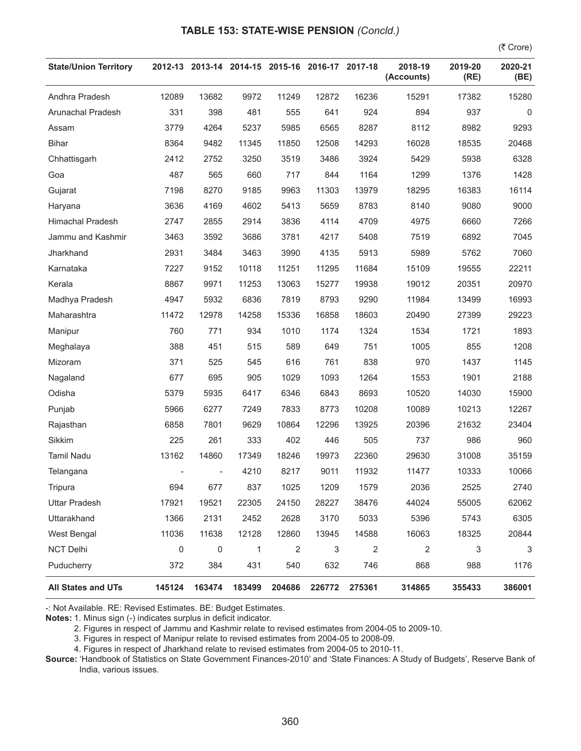## TABLE 153: STATE-WISE PENSION *(Concld.)*

(₹ Crore)

| State/Union Territory | 2012-13 | 2013-14 | 2014-15 | 2015-16 | 2016-17 | 2017-18 | 2018-19 (Accounts) | 2019-20 (RE) | 2020-21 (BE) |
|---|---|---|---|---|---|---|---|---|---|
| Andhra Pradesh | 12089 | 13682 | 9972 | 11249 | 12872 | 16236 | 15291 | 17382 | 15280 |
| Arunachal Pradesh | 331 | 398 | 481 | 555 | 641 | 924 | 894 | 937 | 0 |
| Assam | 3779 | 4264 | 5237 | 5985 | 6565 | 8287 | 8112 | 8982 | 9293 |
| Bihar | 8364 | 9482 | 11345 | 11850 | 12508 | 14293 | 16028 | 18535 | 20468 |
| Chhattisgarh | 2412 | 2752 | 3250 | 3519 | 3486 | 3924 | 5429 | 5938 | 6328 |
| Goa | 487 | 565 | 660 | 717 | 844 | 1164 | 1299 | 1376 | 1428 |
| Gujarat | 7198 | 8270 | 9185 | 9963 | 11303 | 13979 | 18295 | 16383 | 16114 |
| Haryana | 3636 | 4169 | 4602 | 5413 | 5659 | 8783 | 8140 | 9080 | 9000 |
| Himachal Pradesh | 2747 | 2855 | 2914 | 3836 | 4114 | 4709 | 4975 | 6660 | 7266 |
| Jammu and Kashmir | 3463 | 3592 | 3686 | 3781 | 4217 | 5408 | 7519 | 6892 | 7045 |
| Jharkhand | 2931 | 3484 | 3463 | 3990 | 4135 | 5913 | 5989 | 5762 | 7060 |
| Karnataka | 7227 | 9152 | 10118 | 11251 | 11295 | 11684 | 15109 | 19555 | 22211 |
| Kerala | 8867 | 9971 | 11253 | 13063 | 15277 | 19938 | 19012 | 20351 | 20970 |
| Madhya Pradesh | 4947 | 5932 | 6836 | 7819 | 8793 | 9290 | 11984 | 13499 | 16993 |
| Maharashtra | 11472 | 12978 | 14258 | 15336 | 16858 | 18603 | 20490 | 27399 | 29223 |
| Manipur | 760 | 771 | 934 | 1010 | 1174 | 1324 | 1534 | 1721 | 1893 |
| Meghalaya | 388 | 451 | 515 | 589 | 649 | 751 | 1005 | 855 | 1208 |
| Mizoram | 371 | 525 | 545 | 616 | 761 | 838 | 970 | 1437 | 1145 |
| Nagaland | 677 | 695 | 905 | 1029 | 1093 | 1264 | 1553 | 1901 | 2188 |
| Odisha | 5379 | 5935 | 6417 | 6346 | 6843 | 8693 | 10520 | 14030 | 15900 |
| Punjab | 5966 | 6277 | 7249 | 7833 | 8773 | 10208 | 10089 | 10213 | 12267 |
| Rajasthan | 6858 | 7801 | 9629 | 10864 | 12296 | 13925 | 20396 | 21632 | 23404 |
| Sikkim | 225 | 261 | 333 | 402 | 446 | 505 | 737 | 986 | 960 |
| Tamil Nadu | 13162 | 14860 | 17349 | 18246 | 19973 | 22360 | 29630 | 31008 | 35159 |
| Telangana | - | - | 4210 | 8217 | 9011 | 11932 | 11477 | 10333 | 10066 |
| Tripura | 694 | 677 | 837 | 1025 | 1209 | 1579 | 2036 | 2525 | 2740 |
| Uttar Pradesh | 17921 | 19521 | 22305 | 24150 | 28227 | 38476 | 44024 | 55005 | 62062 |
| Uttarakhand | 1366 | 2131 | 2452 | 2628 | 3170 | 5033 | 5396 | 5743 | 6305 |
| West Bengal | 11036 | 11638 | 12128 | 12860 | 13945 | 14588 | 16063 | 18325 | 20844 |
| NCT Delhi | 0 | 0 | 1 | 2 | 3 | 2 | 2 | 3 | 3 |
| Puducherry | 372 | 384 | 431 | 540 | 632 | 746 | 868 | 988 | 1176 |
| **All States and UTs** | **145124** | **163474** | **183499** | **204686** | **226772** | **275361** | **314865** | **355433** | **386001** |

-: Not Available. RE: Revised Estimates. BE: Budget Estimates.

**Notes:** 1. Minus sign (-) indicates surplus in deficit indicator.

2. Figures in respect of Jammu and Kashmir relate to revised estimates from 2004-05 to 2009-10.

3. Figures in respect of Manipur relate to revised estimates from 2004-05 to 2008-09.

4. Figures in respect of Jharkhand relate to revised estimates from 2004-05 to 2010-11.

**Source:** 'Handbook of Statistics on State Government Finances-2010' and 'State Finances: A Study of Budgets', Reserve Bank of India, various issues.